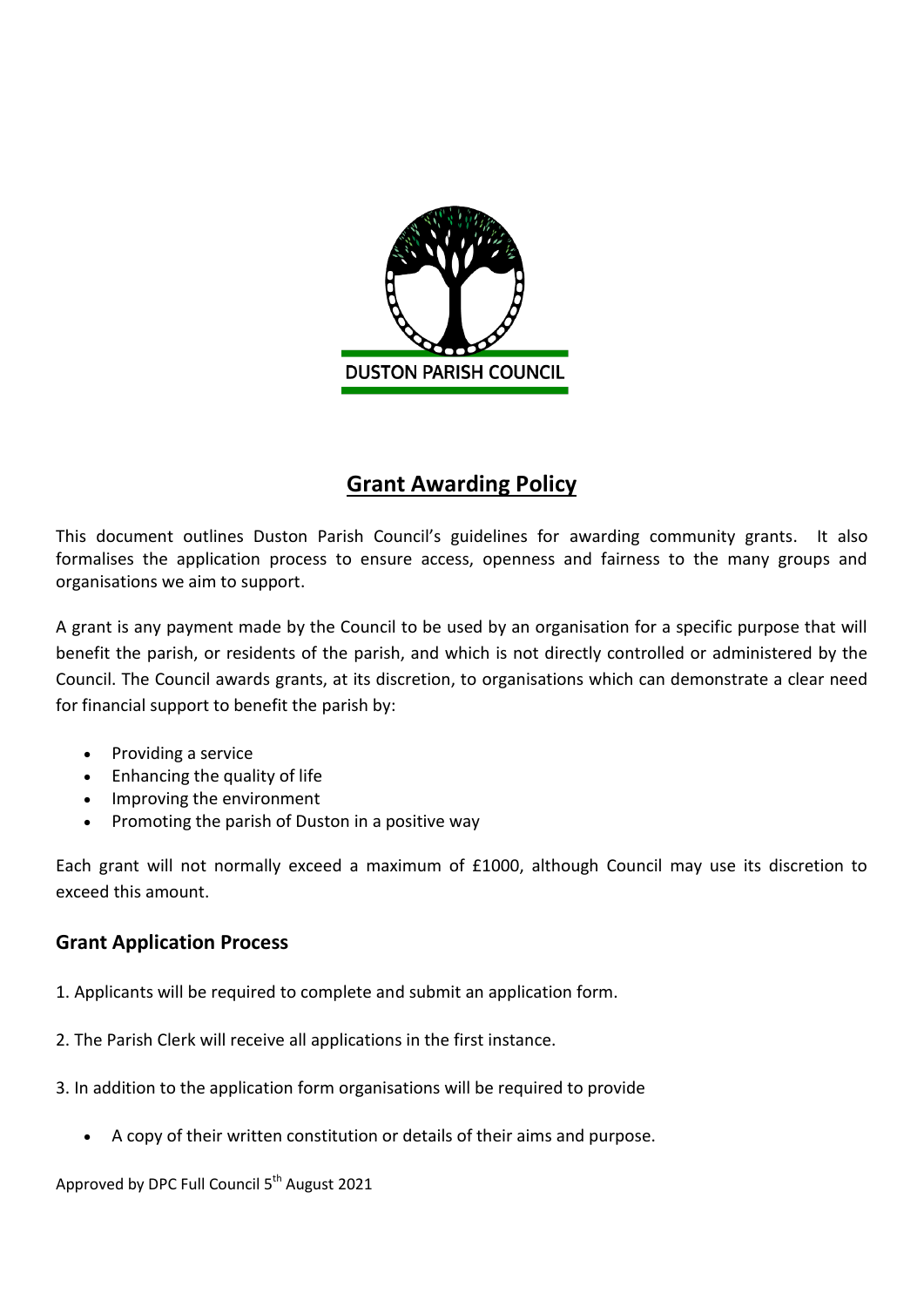DUSTON PARISH COUNCIL

# Grant Awarding Policy

This document outlines Duston Parish Council's guidelines for awarding community grants. It also formalises the application process to ensure access, openness and fairness to the many groups and organisations we aim to support.

A grant is any payment made by the Council to be used by an organisation for a specific purpose that will benefit the parish, or residents of the parish, and which is not directly controlled or administered by the Council. The Council awards grants, at its discretion, to organisations which can demonstrate a clear need for financial support to benefit the parish by:

- Providing a service
- Enhancing the quality of life
- Improving the environment
- Promoting the parish of Duston in a positive way

Each grant will not normally exceed a maximum of £1000, although Council may use its discretion to exceed this amount.

## Grant Application Process

1. Applicants will be required to complete and submit an application form.

2. The Parish Clerk will receive all applications in the first instance.

3. In addition to the application form organisations will be required to provide

- A copy of their written constitution or details of their aims and purpose.

Approved by DPC Full Council 5th August 2021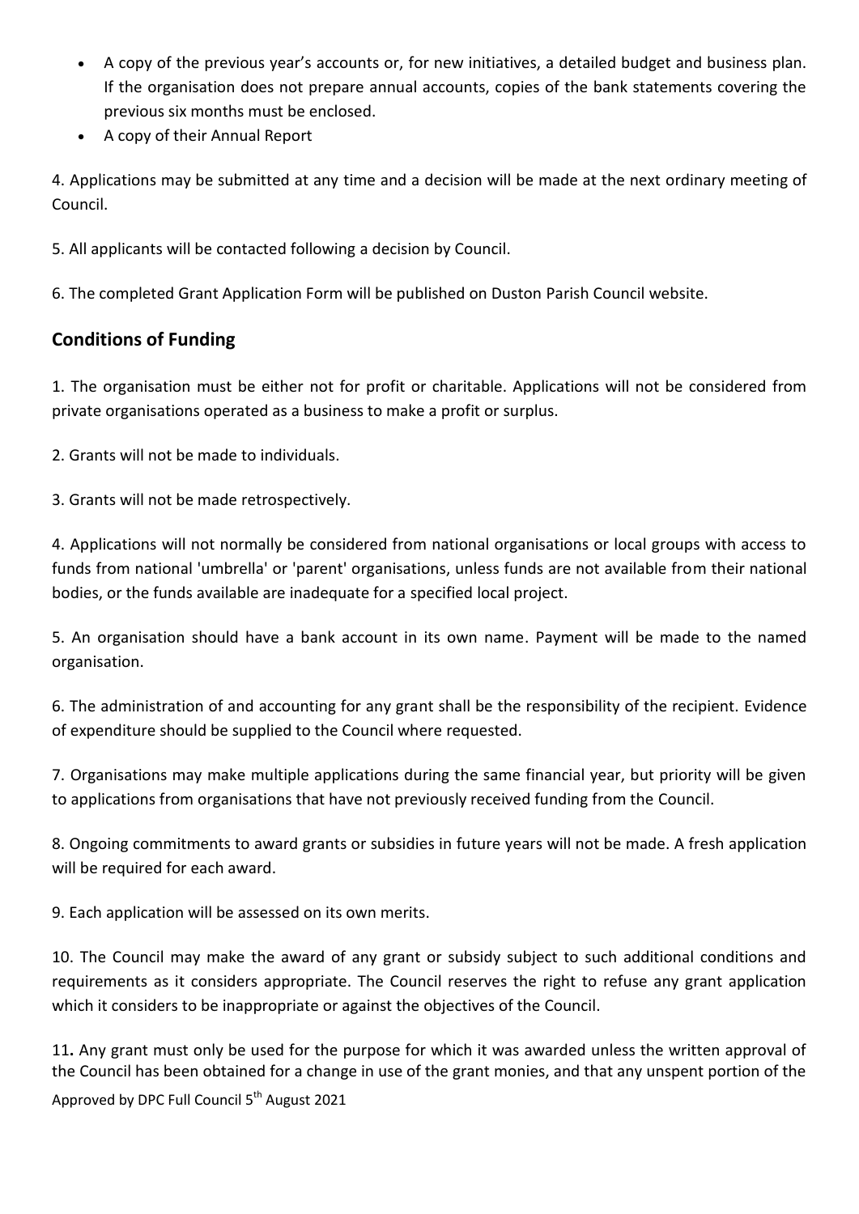- A copy of the previous year's accounts or, for new initiatives, a detailed budget and business plan. If the organisation does not prepare annual accounts, copies of the bank statements covering the previous six months must be enclosed.
- A copy of their Annual Report

4. Applications may be submitted at any time and a decision will be made at the next ordinary meeting of Council.

5. All applicants will be contacted following a decision by Council.

6. The completed Grant Application Form will be published on Duston Parish Council website.

## Conditions of Funding

1. The organisation must be either not for profit or charitable. Applications will not be considered from private organisations operated as a business to make a profit or surplus.

2. Grants will not be made to individuals.

3. Grants will not be made retrospectively.

4. Applications will not normally be considered from national organisations or local groups with access to funds from national 'umbrella' or 'parent' organisations, unless funds are not available from their national bodies, or the funds available are inadequate for a specified local project.

5. An organisation should have a bank account in its own name. Payment will be made to the named organisation.

6. The administration of and accounting for any grant shall be the responsibility of the recipient. Evidence of expenditure should be supplied to the Council where requested.

7. Organisations may make multiple applications during the same financial year, but priority will be given to applications from organisations that have not previously received funding from the Council.

8. Ongoing commitments to award grants or subsidies in future years will not be made. A fresh application will be required for each award.

9. Each application will be assessed on its own merits.

10. The Council may make the award of any grant or subsidy subject to such additional conditions and requirements as it considers appropriate. The Council reserves the right to refuse any grant application which it considers to be inappropriate or against the objectives of the Council.

11**.** Any grant must only be used for the purpose for which it was awarded unless the written approval of the Council has been obtained for a change in use of the grant monies, and that any unspent portion of the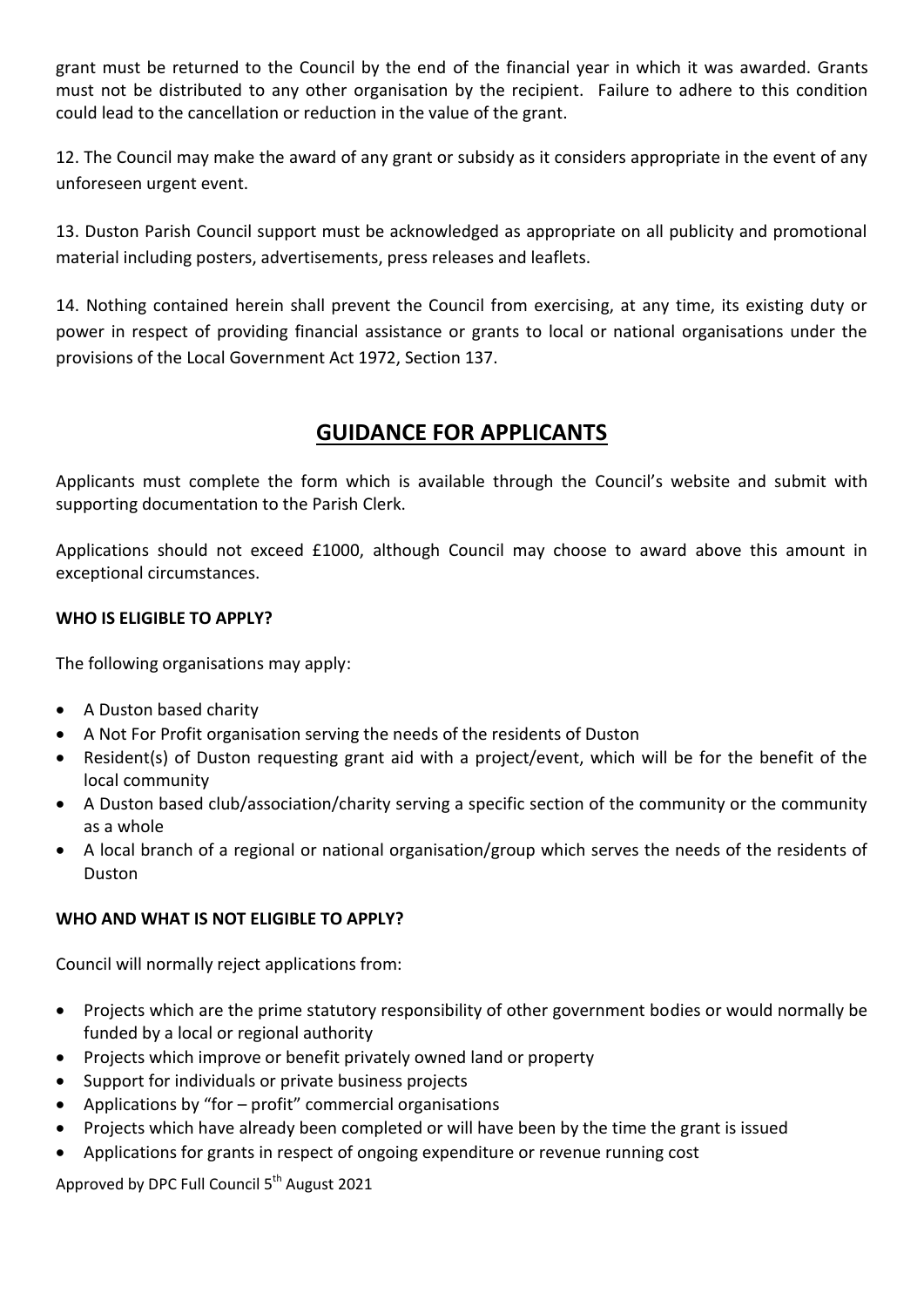grant must be returned to the Council by the end of the financial year in which it was awarded. Grants must not be distributed to any other organisation by the recipient. Failure to adhere to this condition could lead to the cancellation or reduction in the value of the grant.

12. The Council may make the award of any grant or subsidy as it considers appropriate in the event of any unforeseen urgent event.

13. Duston Parish Council support must be acknowledged as appropriate on all publicity and promotional material including posters, advertisements, press releases and leaflets.

14. Nothing contained herein shall prevent the Council from exercising, at any time, its existing duty or power in respect of providing financial assistance or grants to local or national organisations under the provisions of the Local Government Act 1972, Section 137.

## GUIDANCE FOR APPLICANTS

Applicants must complete the form which is available through the Council's website and submit with supporting documentation to the Parish Clerk.

Applications should not exceed £1000, although Council may choose to award above this amount in exceptional circumstances.

**WHO IS ELIGIBLE TO APPLY?**

The following organisations may apply:

- A Duston based charity
- A Not For Profit organisation serving the needs of the residents of Duston
- Resident(s) of Duston requesting grant aid with a project/event, which will be for the benefit of the local community
- A Duston based club/association/charity serving a specific section of the community or the community as a whole
- A local branch of a regional or national organisation/group which serves the needs of the residents of Duston

**WHO AND WHAT IS NOT ELIGIBLE TO APPLY?**

Council will normally reject applications from:

- Projects which are the prime statutory responsibility of other government bodies or would normally be funded by a local or regional authority
- Projects which improve or benefit privately owned land or property
- Support for individuals or private business projects
- Applications by "for – profit" commercial organisations
- Projects which have already been completed or will have been by the time the grant is issued
- Applications for grants in respect of ongoing expenditure or revenue running cost

Approved by DPC Full Council 5th August 2021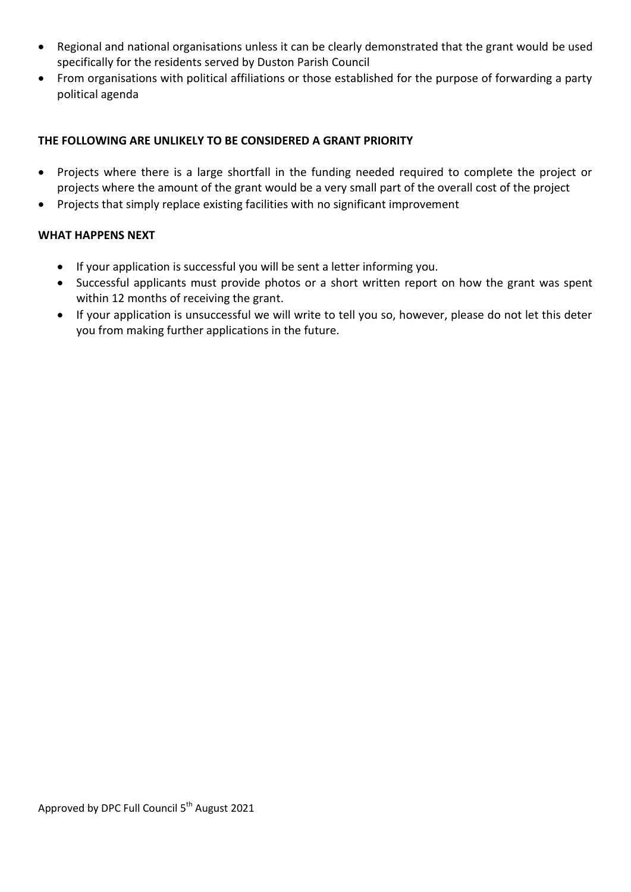- Regional and national organisations unless it can be clearly demonstrated that the grant would be used specifically for the residents served by Duston Parish Council
- From organisations with political affiliations or those established for the purpose of forwarding a party political agenda

**THE FOLLOWING ARE UNLIKELY TO BE CONSIDERED A GRANT PRIORITY**

- Projects where there is a large shortfall in the funding needed required to complete the project or projects where the amount of the grant would be a very small part of the overall cost of the project
- Projects that simply replace existing facilities with no significant improvement

**WHAT HAPPENS NEXT**

- If your application is successful you will be sent a letter informing you.
- Successful applicants must provide photos or a short written report on how the grant was spent within 12 months of receiving the grant.
- If your application is unsuccessful we will write to tell you so, however, please do not let this deter you from making further applications in the future.

Approved by DPC Full Council 5th August 2021